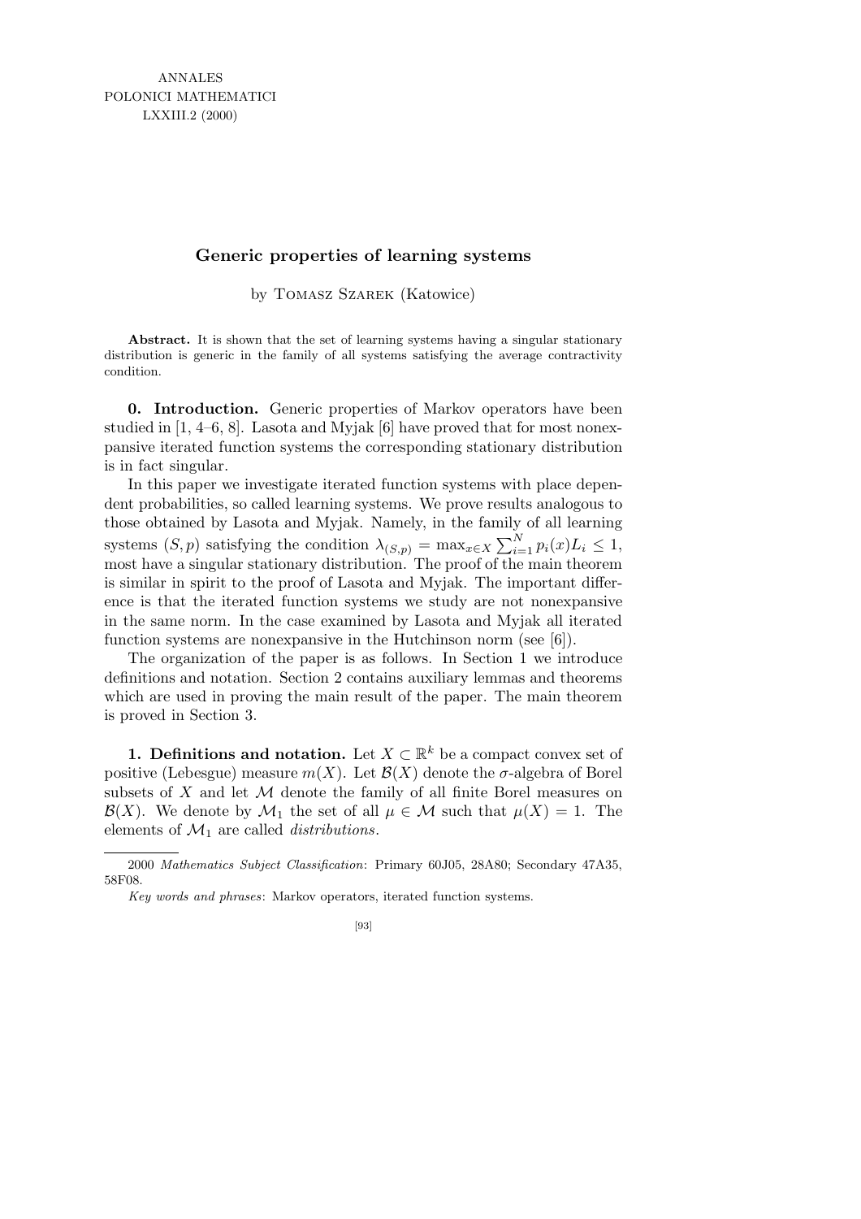# Generic properties of learning systems

by Tomasz Szarek (Katowice)

**Abstract.** It is shown that the set of learning systems having a singular stationary distribution is generic in the family of all systems satisfying the average contractivity condition.

**0. Introduction.** Generic properties of Markov operators have been studied in [1, 4–6, 8]. Lasota and Myjak [6] have proved that for most nonexpansive iterated function systems the corresponding stationary distribution is in fact singular.

In this paper we investigate iterated function systems with place dependent probabilities, so called learning systems. We prove results analogous to those obtained by Lasota and Myjak. Namely, in the family of all learning systems $(S, p)$ satisfying the condition $\lambda_{(S,p)} = \max_{x \in X} \sum_{i=1}^{N} p_i(x) L_i \le 1$, most have a singular stationary distribution. The proof of the main theorem is similar in spirit to the proof of Lasota and Myjak. The important difference is that the iterated function systems we study are not nonexpansive in the same norm. In the case examined by Lasota and Myjak all iterated function systems are nonexpansive in the Hutchinson norm (see [6]).

The organization of the paper is as follows. In Section 1 we introduce definitions and notation. Section 2 contains auxiliary lemmas and theorems which are used in proving the main result of the paper. The main theorem is proved in Section 3.

**1. Definitions and notation.** Let $X \subset \mathbb{R}^k$ be a compact convex set of positive (Lebesgue) measure $m(X)$. Let $\mathcal{B}(X)$ denote the $\sigma$-algebra of Borel subsets of $X$ and let $\mathcal{M}$ denote the family of all finite Borel measures on $\mathcal{B}(X)$. We denote by $\mathcal{M}_1$ the set of all $\mu \in \mathcal{M}$ such that $\mu(X) = 1$. The elements of $\mathcal{M}_1$ are called *distributions*.

---

2000 *Mathematics Subject Classification*: Primary 60J05, 28A80; Secondary 47A35, 58F08.

*Key words and phrases*: Markov operators, iterated function systems.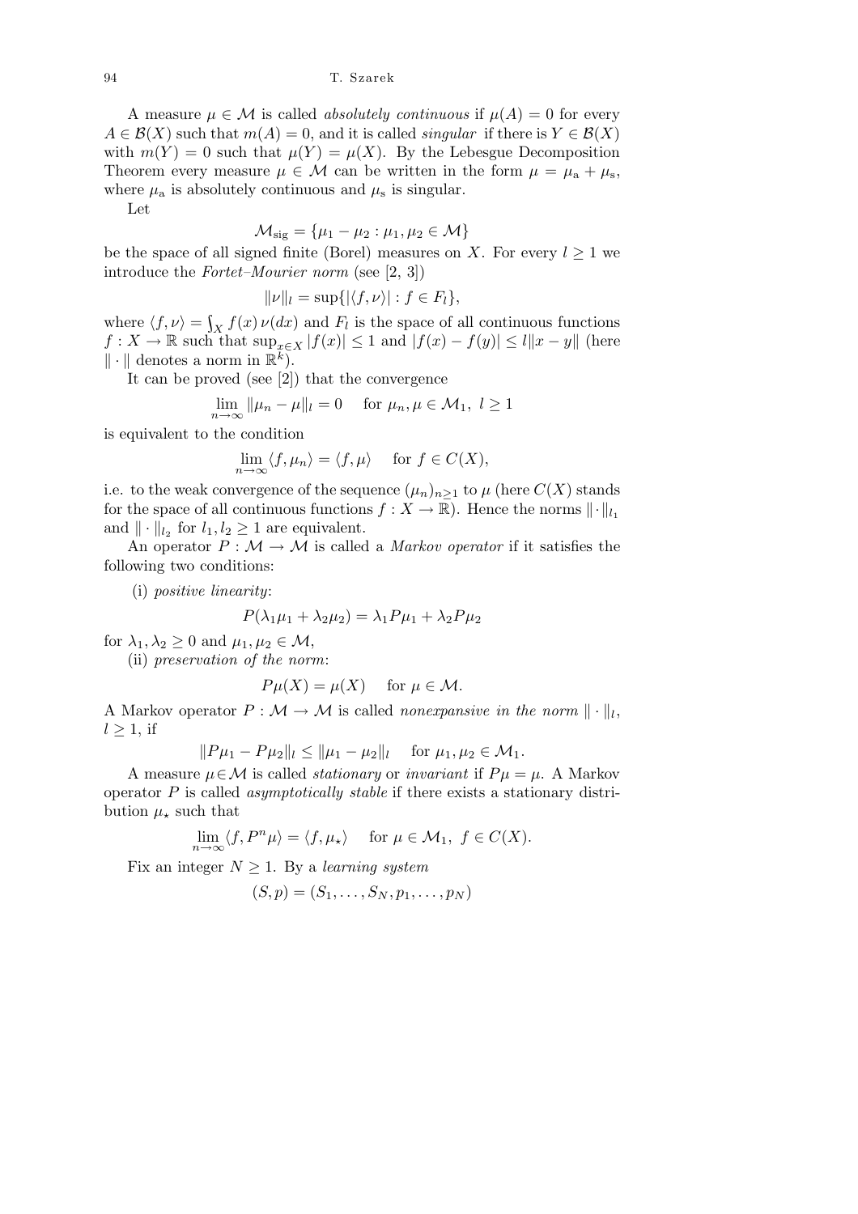A measure $\mu \in \mathcal{M}$ is called *absolutely continuous* if $\mu(A) = 0$ for every $A \in \mathcal{B}(X)$ such that $m(A) = 0$, and it is called *singular* if there is $Y \in \mathcal{B}(X)$ with $m(Y) = 0$ such that $\mu(Y) = \mu(X)$. By the Lebesgue Decomposition Theorem every measure $\mu \in \mathcal{M}$ can be written in the form $\mu = \mu_{\mathrm{a}} + \mu_{\mathrm{s}}$, where $\mu_{\mathrm{a}}$ is absolutely continuous and $\mu_{\mathrm{s}}$ is singular.

Let

$$\mathcal{M}_{\mathrm{sig}} = \{\mu_1 - \mu_2 : \mu_1, \mu_2 \in \mathcal{M}\}$$

be the space of all signed finite (Borel) measures on $X$. For every $l \geq 1$ we introduce the *Fortet–Mourier norm* (see [2, 3])

$$\|\nu\|_l = \sup\{|\langle f, \nu\rangle| : f \in F_l\},$$

where $\langle f, \nu\rangle = \int_X f(x)\,\nu(dx)$ and $F_l$ is the space of all continuous functions $f : X \to \mathbb{R}$ such that $\sup_{x\in X} |f(x)| \leq 1$ and $|f(x) - f(y)| \leq l\|x - y\|$ (here $\|\cdot\|$ denotes a norm in $\mathbb{R}^k$).

It can be proved (see [2]) that the convergence

$$\lim_{n\to\infty} \|\mu_n - \mu\|_l = 0 \quad \text{ for } \mu_n, \mu \in \mathcal{M}_1,\ l \geq 1$$

is equivalent to the condition

$$\lim_{n\to\infty} \langle f, \mu_n\rangle = \langle f, \mu\rangle \quad \text{ for } f \in C(X),$$

i.e. to the weak convergence of the sequence $(\mu_n)_{n\geq 1}$ to $\mu$ (here $C(X)$ stands for the space of all continuous functions $f : X \to \mathbb{R}$). Hence the norms $\|\cdot\|_{l_1}$ and $\|\cdot\|_{l_2}$ for $l_1, l_2 \geq 1$ are equivalent.

An operator $P : \mathcal{M} \to \mathcal{M}$ is called a *Markov operator* if it satisfies the following two conditions:

(i) *positive linearity*:

$$P(\lambda_1\mu_1 + \lambda_2\mu_2) = \lambda_1 P\mu_1 + \lambda_2 P\mu_2$$

for $\lambda_1, \lambda_2 \geq 0$ and $\mu_1, \mu_2 \in \mathcal{M}$,

(ii) *preservation of the norm*:

$$P\mu(X) = \mu(X) \quad \text{ for } \mu \in \mathcal{M}.$$

A Markov operator $P : \mathcal{M} \to \mathcal{M}$ is called *nonexpansive in the norm* $\|\cdot\|_l$, $l \geq 1$, if

$$\|P\mu_1 - P\mu_2\|_l \leq \|\mu_1 - \mu_2\|_l \quad \text{ for } \mu_1, \mu_2 \in \mathcal{M}_1.$$

A measure $\mu \in \mathcal{M}$ is called *stationary* or *invariant* if $P\mu = \mu$. A Markov operator $P$ is called *asymptotically stable* if there exists a stationary distribution $\mu_\star$ such that

$$\lim_{n\to\infty} \langle f, P^n\mu\rangle = \langle f, \mu_\star\rangle \quad \text{ for } \mu \in \mathcal{M}_1,\ f \in C(X).$$

Fix an integer $N \geq 1$. By a *learning system*

$$(S, p) = (S_1, \ldots, S_N, p_1, \ldots, p_N)$$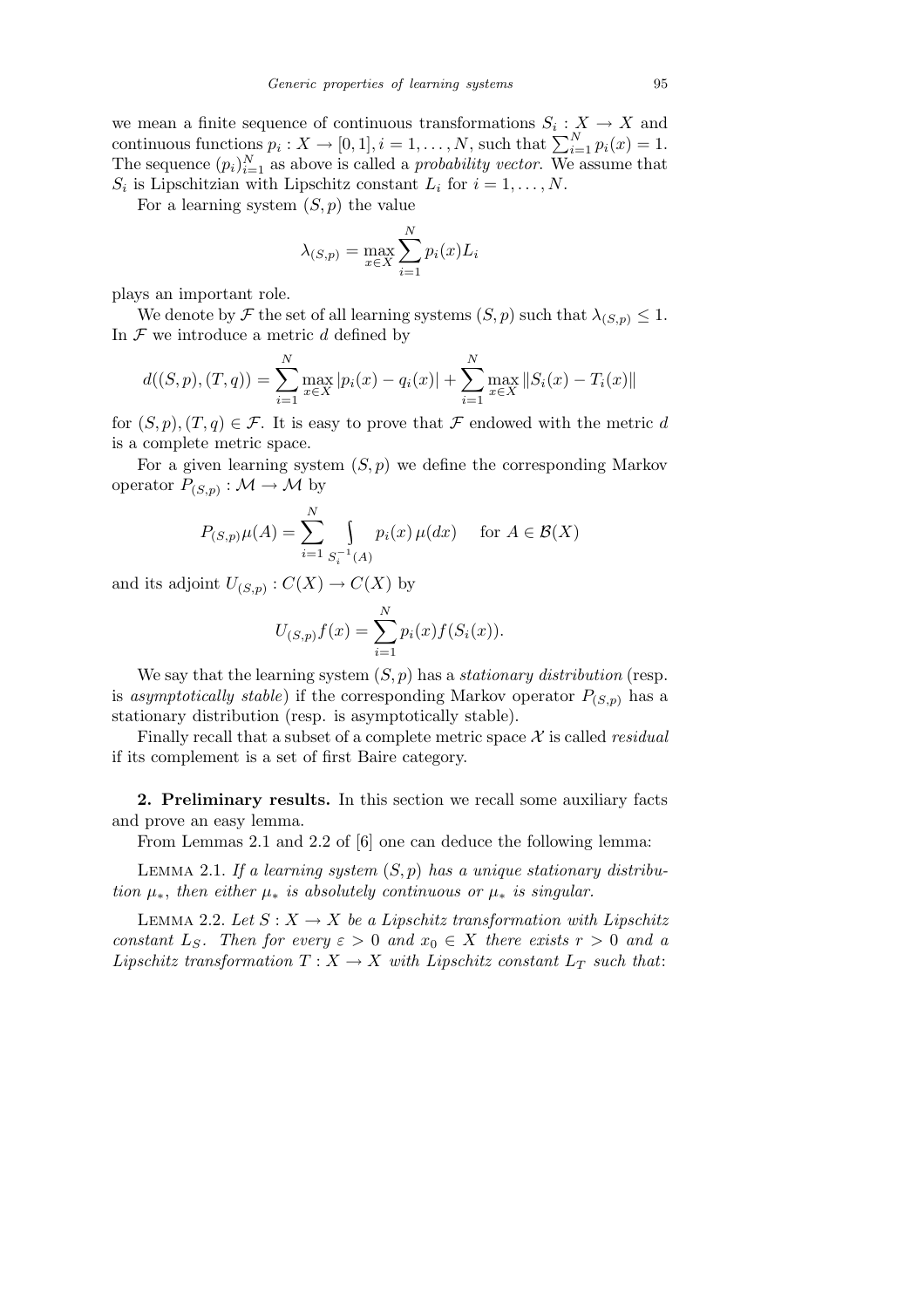we mean a finite sequence of continuous transformations $S_i : X \to X$ and continuous functions $p_i : X \to [0,1], i = 1, \ldots, N$, such that $\sum_{i=1}^N p_i(x) = 1$. The sequence $(p_i)_{i=1}^N$ as above is called a *probability vector*. We assume that $S_i$ is Lipschitzian with Lipschitz constant $L_i$ for $i = 1, \ldots, N$.

For a learning system $(S, p)$ the value

$$\lambda_{(S,p)} = \max_{x \in X} \sum_{i=1}^N p_i(x) L_i$$

plays an important role.

We denote by $\mathcal{F}$ the set of all learning systems $(S, p)$ such that $\lambda_{(S,p)} \le 1$. In $\mathcal{F}$ we introduce a metric $d$ defined by

$$d((S,p),(T,q)) = \sum_{i=1}^N \max_{x \in X} |p_i(x) - q_i(x)| + \sum_{i=1}^N \max_{x \in X} \|S_i(x) - T_i(x)\|$$

for $(S,p),(T,q) \in \mathcal{F}$. It is easy to prove that $\mathcal{F}$ endowed with the metric $d$ is a complete metric space.

For a given learning system $(S,p)$ we define the corresponding Markov operator $P_{(S,p)} : \mathcal{M} \to \mathcal{M}$ by

$$P_{(S,p)}\mu(A) = \sum_{i=1}^N \int_{S_i^{-1}(A)} p_i(x)\, \mu(dx) \quad \text{ for } A \in \mathcal{B}(X)$$

and its adjoint $U_{(S,p)} : C(X) \to C(X)$ by

$$U_{(S,p)} f(x) = \sum_{i=1}^N p_i(x) f(S_i(x)).$$

We say that the learning system $(S,p)$ has a *stationary distribution* (resp. is *asymptotically stable*) if the corresponding Markov operator $P_{(S,p)}$ has a stationary distribution (resp. is asymptotically stable).

Finally recall that a subset of a complete metric space $\mathcal{X}$ is called *residual* if its complement is a set of first Baire category.

**2. Preliminary results.** In this section we recall some auxiliary facts and prove an easy lemma.

From Lemmas 2.1 and 2.2 of [6] one can deduce the following lemma:

LEMMA 2.1. *If a learning system $(S,p)$ has a unique stationary distribution $\mu_*$, then either $\mu_*$ is absolutely continuous or $\mu_*$ is singular.*

LEMMA 2.2. *Let $S : X \to X$ be a Lipschitz transformation with Lipschitz constant $L_S$. Then for every $\varepsilon > 0$ and $x_0 \in X$ there exists $r > 0$ and a Lipschitz transformation $T : X \to X$ with Lipschitz constant $L_T$ such that*: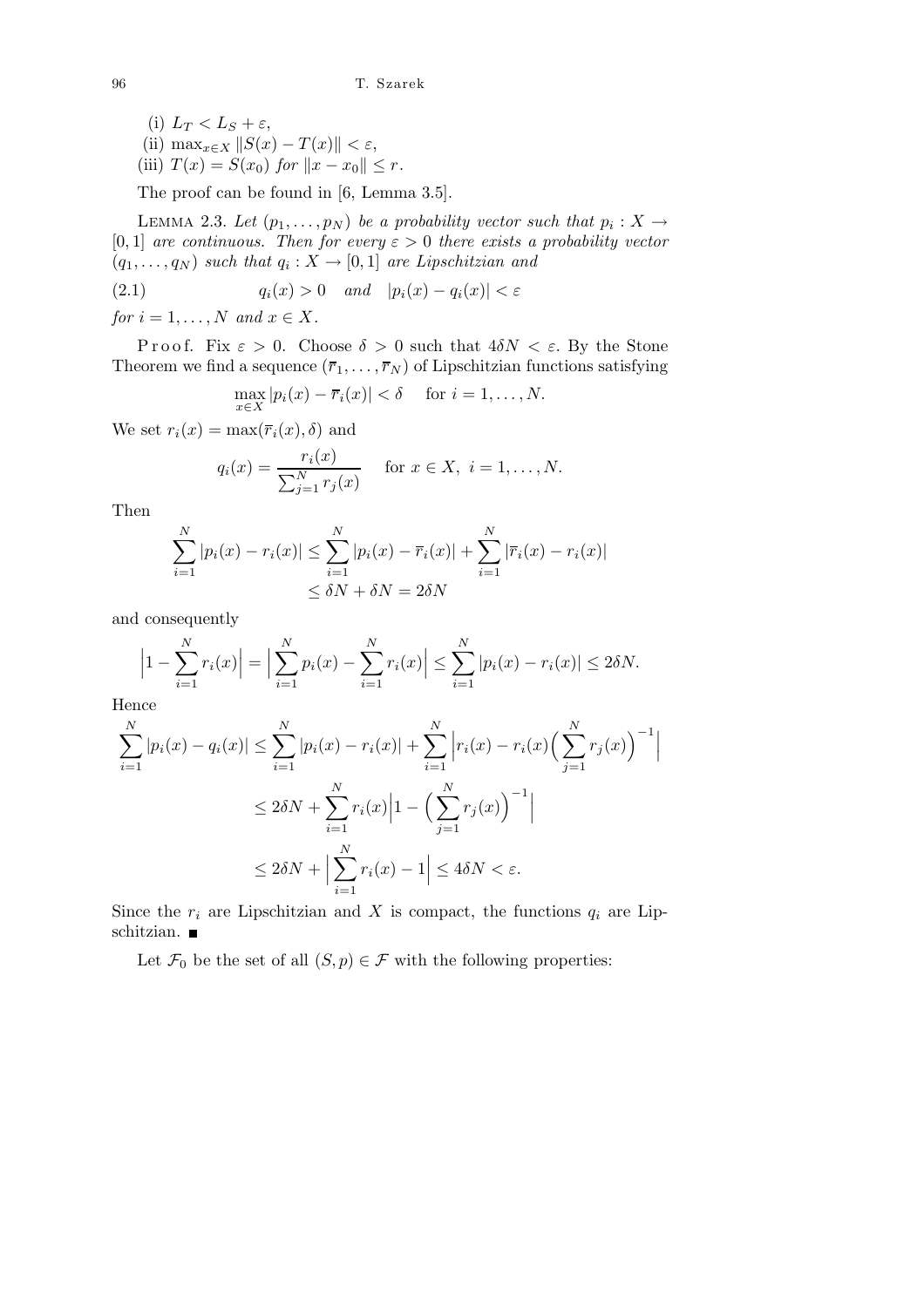(i) $L_T < L_S + \varepsilon$,

(ii) $\max_{x \in X} \|S(x) - T(x)\| < \varepsilon$,

(iii) $T(x) = S(x_0)$ for $\|x - x_0\| \le r$.

The proof can be found in [6, Lemma 3.5].

LEMMA 2.3. *Let $(p_1, \ldots, p_N)$ be a probability vector such that $p_i : X \to [0,1]$ are continuous. Then for every $\varepsilon > 0$ there exists a probability vector $(q_1, \ldots, q_N)$ such that $q_i : X \to [0,1]$ are Lipschitzian and*

$$q_i(x) > 0 \quad \text{and} \quad |p_i(x) - q_i(x)| < \varepsilon \tag{2.1}$$

*for $i = 1, \ldots, N$ and $x \in X$.*

Proof. Fix $\varepsilon > 0$. Choose $\delta > 0$ such that $4\delta N < \varepsilon$. By the Stone Theorem we find a sequence $(\overline{r}_1, \ldots, \overline{r}_N)$ of Lipschitzian functions satisfying

$$\max_{x \in X} |p_i(x) - \overline{r}_i(x)| < \delta \quad \text{ for } i = 1, \ldots, N.$$

We set $r_i(x) = \max(\overline{r}_i(x), \delta)$ and

$$q_i(x) = \frac{r_i(x)}{\sum_{j=1}^N r_j(x)} \quad \text{ for } x \in X,\ i = 1, \ldots, N.$$

Then

$$\begin{aligned} \sum_{i=1}^N |p_i(x) - r_i(x)| &\le \sum_{i=1}^N |p_i(x) - \overline{r}_i(x)| + \sum_{i=1}^N |\overline{r}_i(x) - r_i(x)| \\ &\le \delta N + \delta N = 2\delta N \end{aligned}$$

and consequently

$$\Big|1 - \sum_{i=1}^N r_i(x)\Big| = \Big|\sum_{i=1}^N p_i(x) - \sum_{i=1}^N r_i(x)\Big| \le \sum_{i=1}^N |p_i(x) - r_i(x)| \le 2\delta N.$$

Hence

$$\begin{aligned} \sum_{i=1}^N |p_i(x) - q_i(x)| &\le \sum_{i=1}^N |p_i(x) - r_i(x)| + \sum_{i=1}^N \Big| r_i(x) - r_i(x)\Big(\sum_{j=1}^N r_j(x)\Big)^{-1}\Big| \\ &\le 2\delta N + \sum_{i=1}^N r_i(x)\Big|1 - \Big(\sum_{j=1}^N r_j(x)\Big)^{-1}\Big| \\ &\le 2\delta N + \Big|\sum_{i=1}^N r_i(x) - 1\Big| \le 4\delta N < \varepsilon. \end{aligned}$$

Since the $r_i$ are Lipschitzian and $X$ is compact, the functions $q_i$ are Lipschitzian. ∎

Let $\mathcal{F}_0$ be the set of all $(S, p) \in \mathcal{F}$ with the following properties: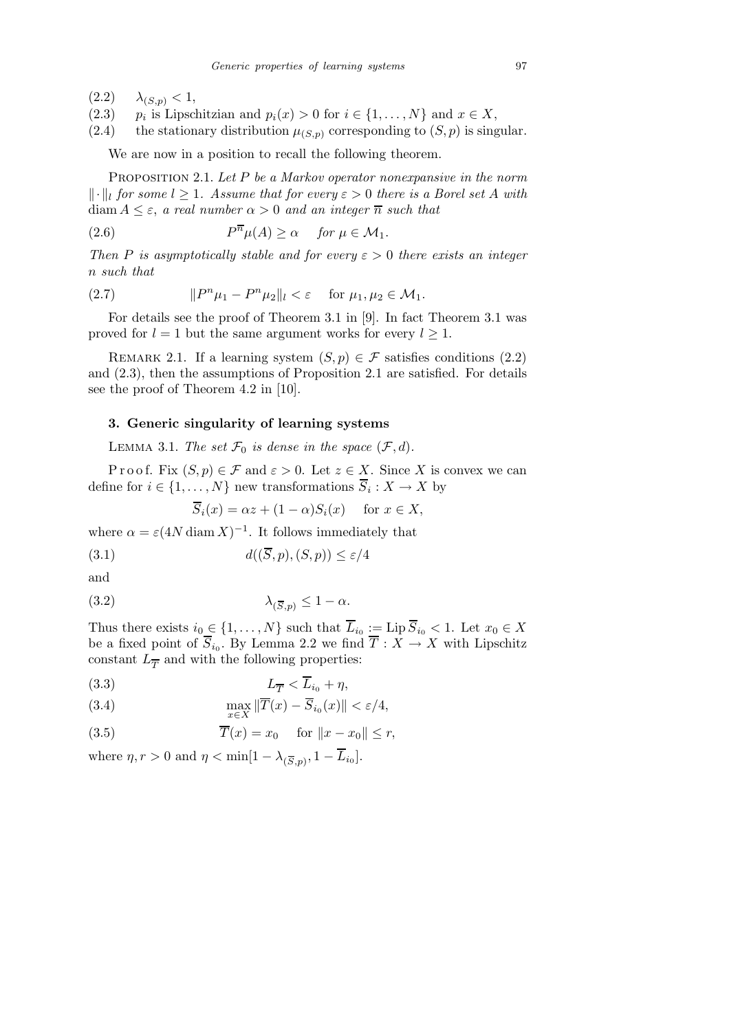(2.2) $\lambda_{(S,p)} < 1$,

(2.3) $p_i$ is Lipschitzian and $p_i(x) > 0$ for $i \in \{1, \ldots, N\}$ and $x \in X$,

(2.4) the stationary distribution $\mu_{(S,p)}$ corresponding to $(S,p)$ is singular.

We are now in a position to recall the following theorem.

PROPOSITION 2.1. *Let $P$ be a Markov operator nonexpansive in the norm $\|\cdot\|_l$ for some $l \geq 1$. Assume that for every $\varepsilon > 0$ there is a Borel set $A$ with $\operatorname{diam} A \leq \varepsilon$, a real number $\alpha > 0$ and an integer $\overline{n}$ such that*

$$P^{\overline{n}}\mu(A) \geq \alpha \quad \text{for } \mu \in \mathcal{M}_1. \tag{2.6}$$

*Then $P$ is asymptotically stable and for every $\varepsilon > 0$ there exists an integer $n$ such that*

$$\|P^n\mu_1 - P^n\mu_2\|_l < \varepsilon \quad \text{for } \mu_1, \mu_2 \in \mathcal{M}_1. \tag{2.7}$$

For details see the proof of Theorem 3.1 in [9]. In fact Theorem 3.1 was proved for $l = 1$ but the same argument works for every $l \geq 1$.

REMARK 2.1. If a learning system $(S,p) \in \mathcal{F}$ satisfies conditions (2.2) and (2.3), then the assumptions of Proposition 2.1 are satisfied. For details see the proof of Theorem 4.2 in [10].

## 3. Generic singularity of learning systems

LEMMA 3.1. *The set $\mathcal{F}_0$ is dense in the space $(\mathcal{F}, d)$.*

Proof. Fix $(S,p) \in \mathcal{F}$ and $\varepsilon > 0$. Let $z \in X$. Since $X$ is convex we can define for $i \in \{1, \ldots, N\}$ new transformations $\overline{S}_i : X \to X$ by

$$\overline{S}_i(x) = \alpha z + (1-\alpha)S_i(x) \quad \text{for } x \in X,$$

where $\alpha = \varepsilon(4N \operatorname{diam} X)^{-1}$. It follows immediately that

$$d((\overline{S}, p), (S,p)) \leq \varepsilon/4 \tag{3.1}$$

and

$$\lambda_{(\overline{S},p)} \leq 1 - \alpha. \tag{3.2}$$

Thus there exists $i_0 \in \{1, \ldots, N\}$ such that $\overline{L}_{i_0} := \operatorname{Lip} \overline{S}_{i_0} < 1$. Let $x_0 \in X$ be a fixed point of $\overline{S}_{i_0}$. By Lemma 2.2 we find $\overline{T} : X \to X$ with Lipschitz constant $L_{\overline{T}}$ and with the following properties:

$$L_{\overline{T}} < \overline{L}_{i_0} + \eta, \tag{3.3}$$

$$\max_{x \in X} \|\overline{T}(x) - \overline{S}_{i_0}(x)\| < \varepsilon/4, \tag{3.4}$$

$$\overline{T}(x) = x_0 \quad \text{for } \|x - x_0\| \leq r, \tag{3.5}$$

where $\eta, r > 0$ and $\eta < \min[1 - \lambda_{(\overline{S},p)}, 1 - \overline{L}_{i_0}]$.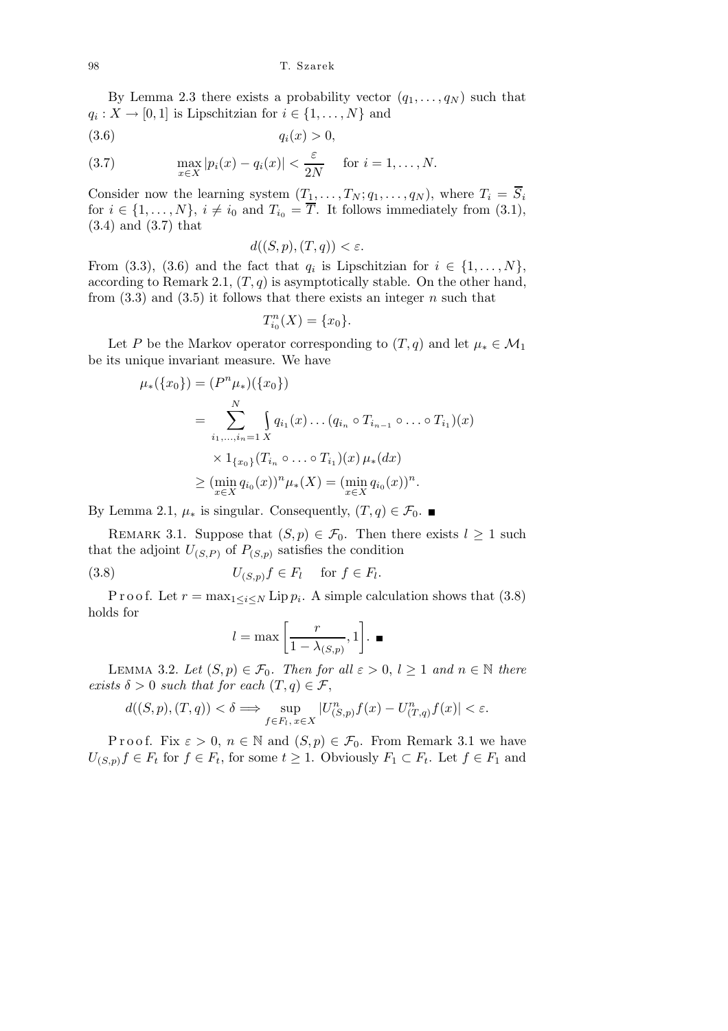By Lemma 2.3 there exists a probability vector $(q_1, \ldots, q_N)$ such that $q_i : X \to [0,1]$ is Lipschitzian for $i \in \{1, \ldots, N\}$ and

$$q_i(x) > 0, \tag{3.6}$$

$$\max_{x \in X} |p_i(x) - q_i(x)| < \frac{\varepsilon}{2N} \quad \text{for } i = 1, \ldots, N. \tag{3.7}$$

Consider now the learning system $(T_1, \ldots, T_N; q_1, \ldots, q_N)$, where $T_i = \overline{S}_i$ for $i \in \{1, \ldots, N\}$, $i \neq i_0$ and $T_{i_0} = \overline{T}$. It follows immediately from (3.1), (3.4) and (3.7) that

$$d((S,p),(T,q)) < \varepsilon.$$

From (3.3), (3.6) and the fact that $q_i$ is Lipschitzian for $i \in \{1, \ldots, N\}$, according to Remark 2.1, $(T,q)$ is asymptotically stable. On the other hand, from (3.3) and (3.5) it follows that there exists an integer $n$ such that

$$T_{i_0}^n(X) = \{x_0\}.$$

Let $P$ be the Markov operator corresponding to $(T,q)$ and let $\mu_* \in \mathcal{M}_1$ be its unique invariant measure. We have

$$\begin{aligned}
\mu_*(\{x_0\}) &= (P^n \mu_*)(\{x_0\}) \\
&= \sum_{i_1, \ldots, i_n = 1}^{N} \int_X q_{i_1}(x) \ldots (q_{i_n} \circ T_{i_{n-1}} \circ \ldots \circ T_{i_1})(x) \\
&\quad \times 1_{\{x_0\}}(T_{i_n} \circ \ldots \circ T_{i_1})(x)\, \mu_*(dx) \\
&\geq (\min_{x \in X} q_{i_0}(x))^n \mu_*(X) = (\min_{x \in X} q_{i_0}(x))^n.
\end{aligned}$$

By Lemma 2.1, $\mu_*$ is singular. Consequently, $(T,q) \in \mathcal{F}_0$. ∎

REMARK 3.1. Suppose that $(S,p) \in \mathcal{F}_0$. Then there exists $l \geq 1$ such that the adjoint $U_{(S,P)}$ of $P_{(S,p)}$ satisfies the condition

$$U_{(S,p)} f \in F_l \quad \text{for } f \in F_l. \tag{3.8}$$

Proof. Let $r = \max_{1 \leq i \leq N} \operatorname{Lip} p_i$. A simple calculation shows that (3.8) holds for

$$l = \max\left[\frac{r}{1 - \lambda_{(S,p)}}, 1\right]. \ ∎$$

LEMMA 3.2. *Let $(S,p) \in \mathcal{F}_0$. Then for all $\varepsilon > 0$, $l \geq 1$ and $n \in \mathbb{N}$ there exists $\delta > 0$ such that for each $(T,q) \in \mathcal{F}$,*

$$d((S,p),(T,q)) < \delta \Longrightarrow \sup_{f \in F_l,\, x \in X} |U_{(S,p)}^n f(x) - U_{(T,q)}^n f(x)| < \varepsilon.$$

Proof. Fix $\varepsilon > 0$, $n \in \mathbb{N}$ and $(S,p) \in \mathcal{F}_0$. From Remark 3.1 we have $U_{(S,p)} f \in F_t$ for $f \in F_t$, for some $t \geq 1$. Obviously $F_1 \subset F_t$. Let $f \in F_1$ and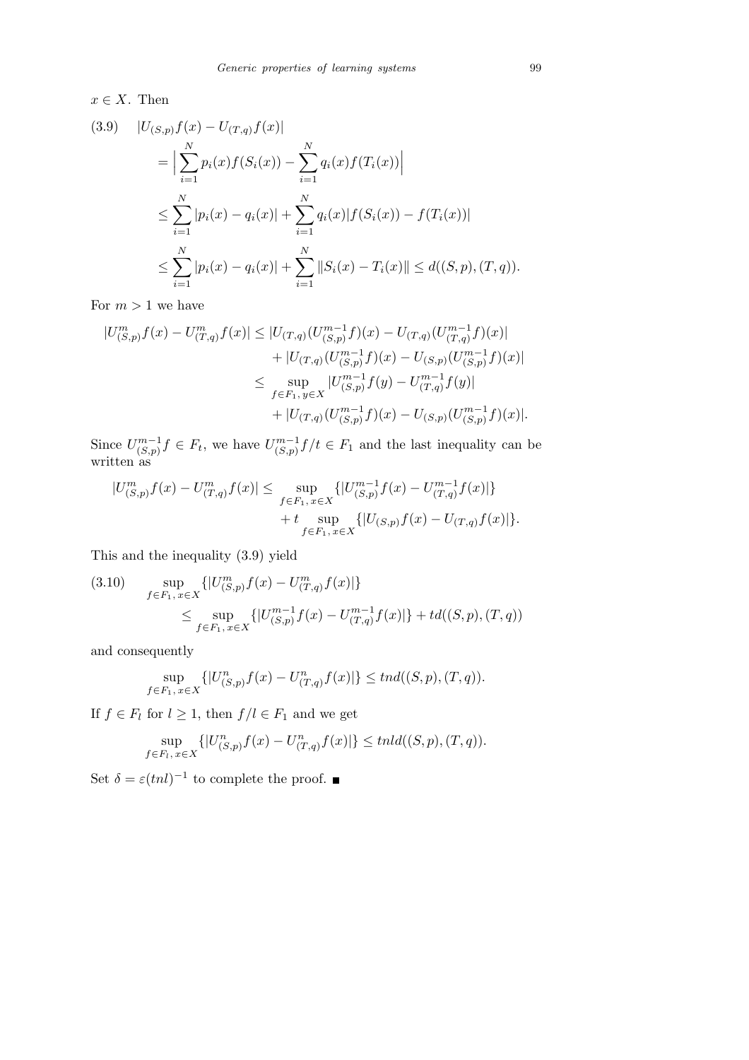$x \in X$. Then

$$
\begin{aligned}
(3.9) \quad & |U_{(S,p)}f(x) - U_{(T,q)}f(x)| \\
&= \Big| \sum_{i=1}^{N} p_i(x) f(S_i(x)) - \sum_{i=1}^{N} q_i(x) f(T_i(x)) \Big| \\
&\le \sum_{i=1}^{N} |p_i(x) - q_i(x)| + \sum_{i=1}^{N} q_i(x) |f(S_i(x)) - f(T_i(x))| \\
&\le \sum_{i=1}^{N} |p_i(x) - q_i(x)| + \sum_{i=1}^{N} \|S_i(x) - T_i(x)\| \le d((S,p),(T,q)).
\end{aligned}
$$

For $m > 1$ we have

$$
\begin{aligned}
|U^m_{(S,p)}f(x) - U^m_{(T,q)}f(x)| &\le |U_{(T,q)}(U^{m-1}_{(S,p)}f)(x) - U_{(T,q)}(U^{m-1}_{(T,q)}f)(x)| \\
&\quad + |U_{(T,q)}(U^{m-1}_{(S,p)}f)(x) - U_{(S,p)}(U^{m-1}_{(S,p)}f)(x)| \\
&\le \sup_{f \in F_1,\, y \in X} |U^{m-1}_{(S,p)}f(y) - U^{m-1}_{(T,q)}f(y)| \\
&\quad + |U_{(T,q)}(U^{m-1}_{(S,p)}f)(x) - U_{(S,p)}(U^{m-1}_{(S,p)}f)(x)|.
\end{aligned}
$$

Since $U^{m-1}_{(S,p)}f \in F_t$, we have $U^{m-1}_{(S,p)}f/t \in F_1$ and the last inequality can be written as

$$
\begin{aligned}
|U^m_{(S,p)}f(x) - U^m_{(T,q)}f(x)| &\le \sup_{f \in F_1,\, x \in X} \{|U^{m-1}_{(S,p)}f(x) - U^{m-1}_{(T,q)}f(x)|\} \\
&\quad + t \sup_{f \in F_1,\, x \in X} \{|U_{(S,p)}f(x) - U_{(T,q)}f(x)|\}.
\end{aligned}
$$

This and the inequality (3.9) yield

$$
\begin{aligned}
(3.10) \quad & \sup_{f \in F_1,\, x \in X} \{|U^m_{(S,p)}f(x) - U^m_{(T,q)}f(x)|\} \\
&\le \sup_{f \in F_1,\, x \in X} \{|U^{m-1}_{(S,p)}f(x) - U^{m-1}_{(T,q)}f(x)|\} + td((S,p),(T,q))
\end{aligned}
$$

and consequently

$$
\sup_{f \in F_1,\, x \in X} \{|U^n_{(S,p)}f(x) - U^n_{(T,q)}f(x)|\} \le tnd((S,p),(T,q)).
$$

If $f \in F_l$ for $l \ge 1$, then $f/l \in F_1$ and we get

$$
\sup_{f \in F_l,\, x \in X} \{|U^n_{(S,p)}f(x) - U^n_{(T,q)}f(x)|\} \le tnld((S,p),(T,q)).
$$

Set $\delta = \varepsilon (tnl)^{-1}$ to complete the proof. ∎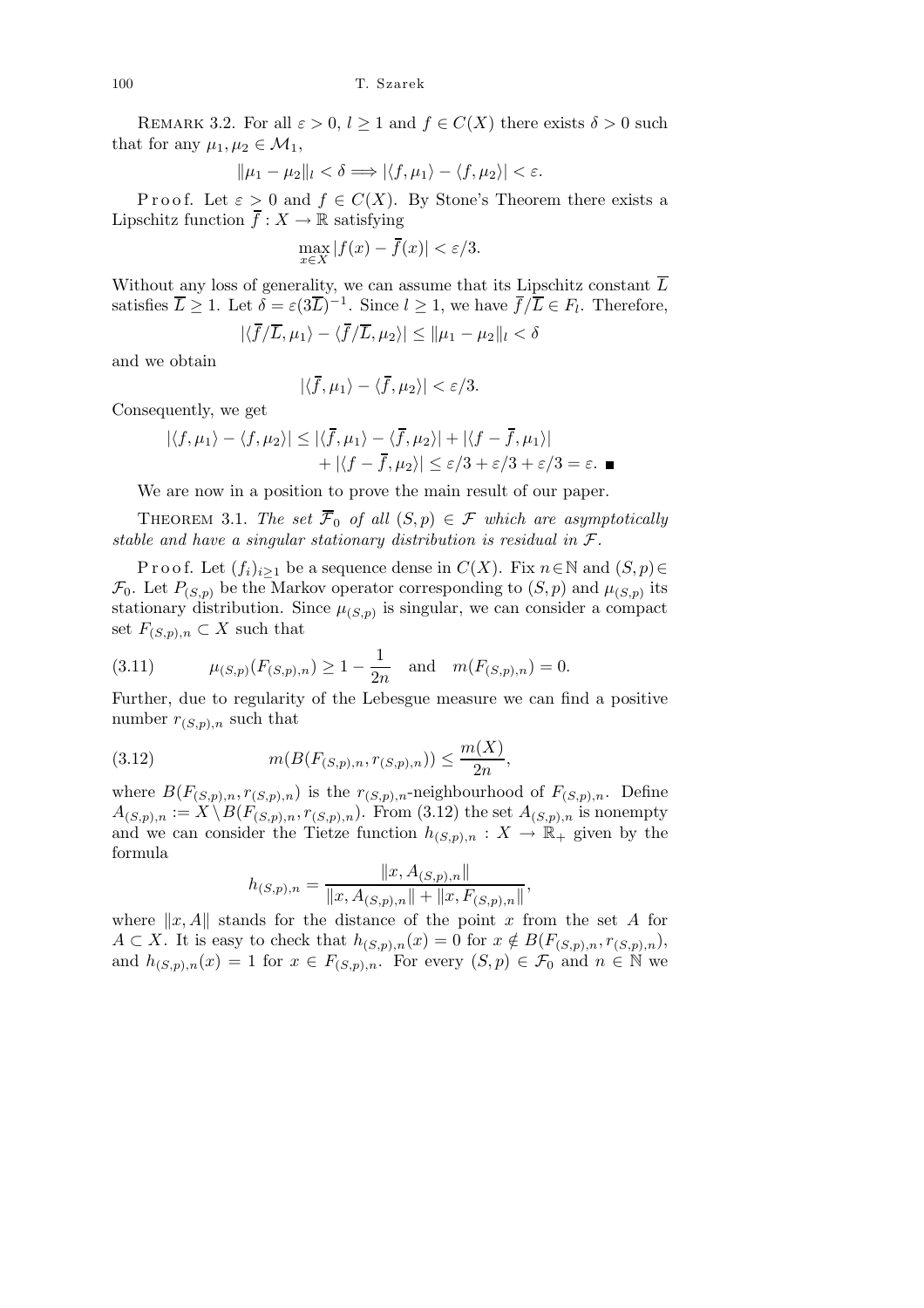REMARK 3.2. For all $\varepsilon > 0$, $l \geq 1$ and $f \in C(X)$ there exists $\delta > 0$ such that for any $\mu_1, \mu_2 \in \mathcal{M}_1$,

$$\|\mu_1 - \mu_2\|_l < \delta \Longrightarrow |\langle f, \mu_1 \rangle - \langle f, \mu_2 \rangle| < \varepsilon.$$

Proof. Let $\varepsilon > 0$ and $f \in C(X)$. By Stone's Theorem there exists a Lipschitz function $\overline{f} : X \to \mathbb{R}$ satisfying

$$\max_{x \in X} |f(x) - \overline{f}(x)| < \varepsilon/3.$$

Without any loss of generality, we can assume that its Lipschitz constant $\overline{L}$ satisfies $\overline{L} \geq 1$. Let $\delta = \varepsilon(3\overline{L})^{-1}$. Since $l \geq 1$, we have $\overline{f}/\overline{L} \in F_l$. Therefore,

$$|\langle \overline{f}/\overline{L}, \mu_1 \rangle - \langle \overline{f}/\overline{L}, \mu_2 \rangle| \leq \|\mu_1 - \mu_2\|_l < \delta$$

and we obtain

$$|\langle \overline{f}, \mu_1 \rangle - \langle \overline{f}, \mu_2 \rangle| < \varepsilon/3.$$

Consequently, we get

$$\begin{aligned} |\langle f, \mu_1 \rangle - \langle f, \mu_2 \rangle| &\leq |\langle \overline{f}, \mu_1 \rangle - \langle \overline{f}, \mu_2 \rangle| + |\langle f - \overline{f}, \mu_1 \rangle| \\ &\quad + |\langle f - \overline{f}, \mu_2 \rangle| \leq \varepsilon/3 + \varepsilon/3 + \varepsilon/3 = \varepsilon. \ \blacksquare \end{aligned}$$

We are now in a position to prove the main result of our paper.

THEOREM 3.1. *The set $\overline{\mathcal{F}}_0$ of all $(S,p) \in \mathcal{F}$ which are asymptotically stable and have a singular stationary distribution is residual in $\mathcal{F}$.*

Proof. Let $(f_i)_{i \geq 1}$ be a sequence dense in $C(X)$. Fix $n \in \mathbb{N}$ and $(S,p) \in \mathcal{F}_0$. Let $P_{(S,p)}$ be the Markov operator corresponding to $(S,p)$ and $\mu_{(S,p)}$ its stationary distribution. Since $\mu_{(S,p)}$ is singular, we can consider a compact set $F_{(S,p),n} \subset X$ such that

$$\mu_{(S,p)}(F_{(S,p),n}) \geq 1 - \frac{1}{2n} \quad \text{and} \quad m(F_{(S,p),n}) = 0. \tag{3.11}$$

Further, due to regularity of the Lebesgue measure we can find a positive number $r_{(S,p),n}$ such that

$$m(B(F_{(S,p),n}, r_{(S,p),n})) \leq \frac{m(X)}{2n}, \tag{3.12}$$

where $B(F_{(S,p),n}, r_{(S,p),n})$ is the $r_{(S,p),n}$-neighbourhood of $F_{(S,p),n}$. Define $A_{(S,p),n} := X \setminus B(F_{(S,p),n}, r_{(S,p),n})$. From (3.12) the set $A_{(S,p),n}$ is nonempty and we can consider the Tietze function $h_{(S,p),n} : X \to \mathbb{R}_+$ given by the formula

$$h_{(S,p),n} = \frac{\|x, A_{(S,p),n}\|}{\|x, A_{(S,p),n}\| + \|x, F_{(S,p),n}\|},$$

where $\|x, A\|$ stands for the distance of the point $x$ from the set $A$ for $A \subset X$. It is easy to check that $h_{(S,p),n}(x) = 0$ for $x \notin B(F_{(S,p),n}, r_{(S,p),n})$, and $h_{(S,p),n}(x) = 1$ for $x \in F_{(S,p),n}$. For every $(S,p) \in \mathcal{F}_0$ and $n \in \mathbb{N}$ we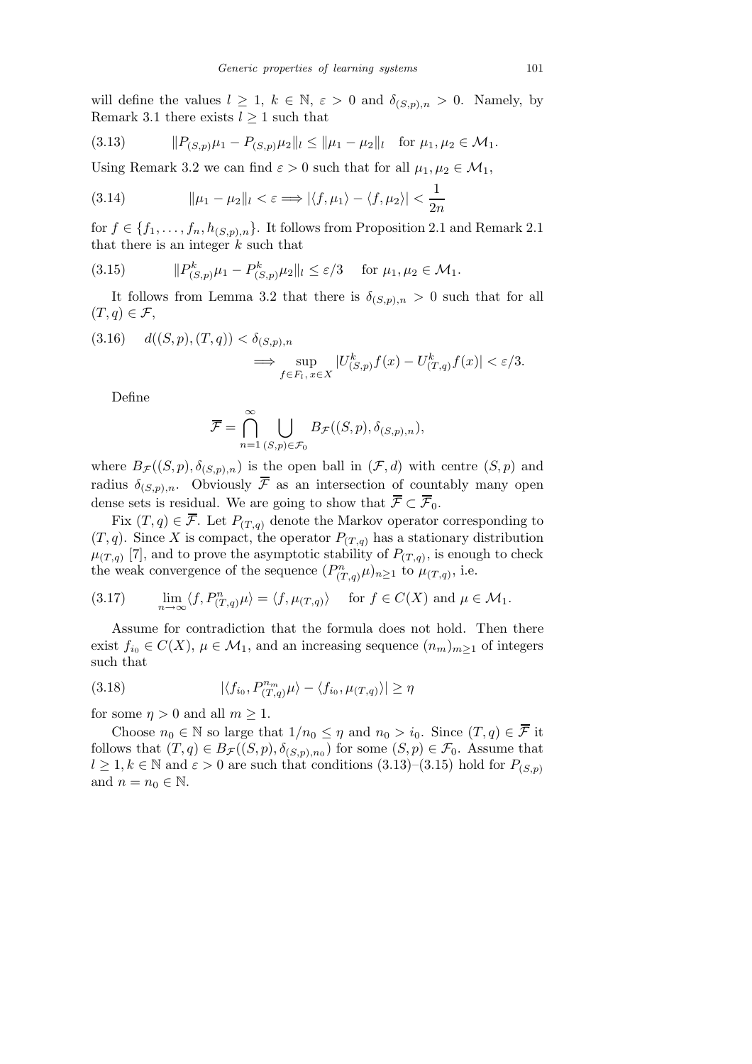will define the values $l \geq 1$, $k \in \mathbb{N}$, $\varepsilon > 0$ and $\delta_{(S,p),n} > 0$. Namely, by Remark 3.1 there exists $l \geq 1$ such that

$$
\|P_{(S,p)}\mu_1 - P_{(S,p)}\mu_2\|_l \leq \|\mu_1 - \mu_2\|_l \quad \text{for } \mu_1, \mu_2 \in \mathcal{M}_1. \tag{3.13}
$$

Using Remark 3.2 we can find $\varepsilon > 0$ such that for all $\mu_1, \mu_2 \in \mathcal{M}_1$,

$$
\|\mu_1 - \mu_2\|_l < \varepsilon \Longrightarrow |\langle f, \mu_1\rangle - \langle f, \mu_2\rangle| < \frac{1}{2n} \tag{3.14}
$$

for $f \in \{f_1, \ldots, f_n, h_{(S,p),n}\}$. It follows from Proposition 2.1 and Remark 2.1 that there is an integer $k$ such that

$$
\|P^k_{(S,p)}\mu_1 - P^k_{(S,p)}\mu_2\|_l \leq \varepsilon/3 \quad \text{for } \mu_1, \mu_2 \in \mathcal{M}_1. \tag{3.15}
$$

It follows from Lemma 3.2 that there is $\delta_{(S,p),n} > 0$ such that for all $(T,q) \in \mathcal{F}$,

$$
d((S,p),(T,q)) < \delta_{(S,p),n} \Longrightarrow \sup_{f \in F_l,\, x \in X} |U^k_{(S,p)}f(x) - U^k_{(T,q)}f(x)| < \varepsilon/3. \tag{3.16}
$$

Define

$$
\overline{\mathcal{F}} = \bigcap_{n=1}^{\infty} \bigcup_{(S,p)\in\mathcal{F}_0} B_{\mathcal{F}}((S,p), \delta_{(S,p),n}),
$$

where $B_{\mathcal{F}}((S,p), \delta_{(S,p),n})$ is the open ball in $(\mathcal{F}, d)$ with centre $(S,p)$ and radius $\delta_{(S,p),n}$. Obviously $\overline{\mathcal{F}}$ as an intersection of countably many open dense sets is residual. We are going to show that $\overline{\mathcal{F}} \subset \overline{\mathcal{F}}_0$.

Fix $(T,q) \in \overline{\mathcal{F}}$. Let $P_{(T,q)}$ denote the Markov operator corresponding to $(T,q)$. Since $X$ is compact, the operator $P_{(T,q)}$ has a stationary distribution $\mu_{(T,q)}$ [7], and to prove the asymptotic stability of $P_{(T,q)}$, is enough to check the weak convergence of the sequence $(P^n_{(T,q)}\mu)_{n\geq 1}$ to $\mu_{(T,q)}$, i.e.

$$
\lim_{n\to\infty} \langle f, P^n_{(T,q)}\mu\rangle = \langle f, \mu_{(T,q)}\rangle \quad \text{for } f \in C(X) \text{ and } \mu \in \mathcal{M}_1. \tag{3.17}
$$

Assume for contradiction that the formula does not hold. Then there exist $f_{i_0} \in C(X)$, $\mu \in \mathcal{M}_1$, and an increasing sequence $(n_m)_{m\geq 1}$ of integers such that

$$
|\langle f_{i_0}, P^{n_m}_{(T,q)}\mu\rangle - \langle f_{i_0}, \mu_{(T,q)}\rangle| \geq \eta \tag{3.18}
$$

for some $\eta > 0$ and all $m \geq 1$.

Choose $n_0 \in \mathbb{N}$ so large that $1/n_0 \leq \eta$ and $n_0 > i_0$. Since $(T,q) \in \overline{\mathcal{F}}$ it follows that $(T,q) \in B_{\mathcal{F}}((S,p), \delta_{(S,p),n_0})$ for some $(S,p) \in \mathcal{F}_0$. Assume that $l \geq 1, k \in \mathbb{N}$ and $\varepsilon > 0$ are such that conditions (3.13)–(3.15) hold for $P_{(S,p)}$ and $n = n_0 \in \mathbb{N}$.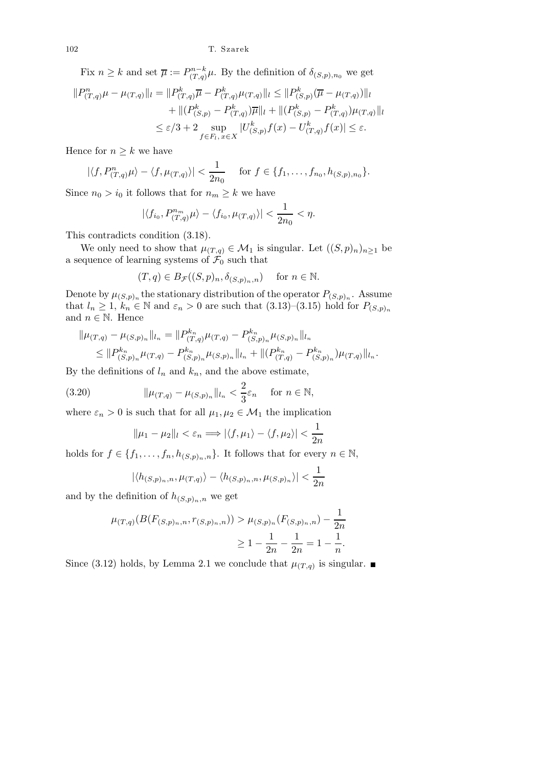Fix $n \geq k$ and set $\overline{\mu} := P^{n-k}_{(T,q)}\mu$. By the definition of $\delta_{(S,p),n_0}$ we get

$$
\begin{aligned}
\|P^n_{(T,q)}\mu - \mu_{(T,q)}\|_l = \|P^k_{(T,q)}\overline{\mu} - P^k_{(T,q)}\mu_{(T,q)}\|_l &\leq \|P^k_{(S,p)}(\overline{\mu} - \mu_{(T,q)})\|_l \\
&\quad + \|(P^k_{(S,p)} - P^k_{(T,q)})\overline{\mu}\|_l + \|(P^k_{(S,p)} - P^k_{(T,q)})\mu_{(T,q)}\|_l \\
&\leq \varepsilon/3 + 2 \sup_{f \in F_l,\, x \in X} |U^k_{(S,p)} f(x) - U^k_{(T,q)} f(x)| \leq \varepsilon.
\end{aligned}
$$

Hence for $n \geq k$ we have

$$
|\langle f, P^n_{(T,q)}\mu\rangle - \langle f, \mu_{(T,q)}\rangle| < \frac{1}{2n_0} \quad \text{ for } f \in \{f_1, \ldots, f_{n_0}, h_{(S,p),n_0}\}.
$$

Since $n_0 > i_0$ it follows that for $n_m \geq k$ we have

$$
|\langle f_{i_0}, P^{n_m}_{(T,q)}\mu\rangle - \langle f_{i_0}, \mu_{(T,q)}\rangle| < \frac{1}{2n_0} < \eta.
$$

This contradicts condition (3.18).

We only need to show that $\mu_{(T,q)} \in \mathcal{M}_1$ is singular. Let $((S,p)_n)_{n\geq 1}$ be a sequence of learning systems of $\mathcal{F}_0$ such that

$$
(T,q) \in B_{\mathcal{F}}((S,p)_n, \delta_{(S,p)_n,n}) \quad \text{ for } n \in \mathbb{N}.
$$

Denote by $\mu_{(S,p)_n}$ the stationary distribution of the operator $P_{(S,p)_n}$. Assume that $l_n \geq 1$, $k_n \in \mathbb{N}$ and $\varepsilon_n > 0$ are such that (3.13)–(3.15) hold for $P_{(S,p)_n}$ and $n \in \mathbb{N}$. Hence

$$
\begin{aligned}
\|\mu_{(T,q)} - \mu_{(S,p)_n}\|_{l_n} &= \|P^{k_n}_{(T,q)}\mu_{(T,q)} - P^{k_n}_{(S,p)_n}\mu_{(S,p)_n}\|_{l_n} \\
&\leq \|P^{k_n}_{(S,p)_n}\mu_{(T,q)} - P^{k_n}_{(S,p)_n}\mu_{(S,p)_n}\|_{l_n} + \|(P^{k_n}_{(T,q)} - P^{k_n}_{(S,p)_n})\mu_{(T,q)}\|_{l_n}.
\end{aligned}
$$

By the definitions of $l_n$ and $k_n$, and the above estimate,

$$
\|\mu_{(T,q)} - \mu_{(S,p)_n}\|_{l_n} < \frac{2}{3}\varepsilon_n \quad \text{ for } n \in \mathbb{N}, \tag{3.20}
$$

where $\varepsilon_n > 0$ is such that for all $\mu_1, \mu_2 \in \mathcal{M}_1$ the implication

$$
\|\mu_1 - \mu_2\|_l < \varepsilon_n \Longrightarrow |\langle f, \mu_1\rangle - \langle f, \mu_2\rangle| < \frac{1}{2n}
$$

holds for $f \in \{f_1, \ldots, f_n, h_{(S,p)_n,n}\}$. It follows that for every $n \in \mathbb{N}$,

$$
|\langle h_{(S,p)_n,n}, \mu_{(T,q)}\rangle - \langle h_{(S,p)_n,n}, \mu_{(S,p)_n}\rangle| < \frac{1}{2n}
$$

and by the definition of $h_{(S,p)_n,n}$ we get

$$
\begin{aligned}
\mu_{(T,q)}(B(F_{(S,p)_n,n}, r_{(S,p)_n,n})) &> \mu_{(S,p)_n}(F_{(S,p)_n,n}) - \frac{1}{2n} \\
&\geq 1 - \frac{1}{2n} - \frac{1}{2n} = 1 - \frac{1}{n}.
\end{aligned}
$$

Since (3.12) holds, by Lemma 2.1 we conclude that $\mu_{(T,q)}$ is singular. ∎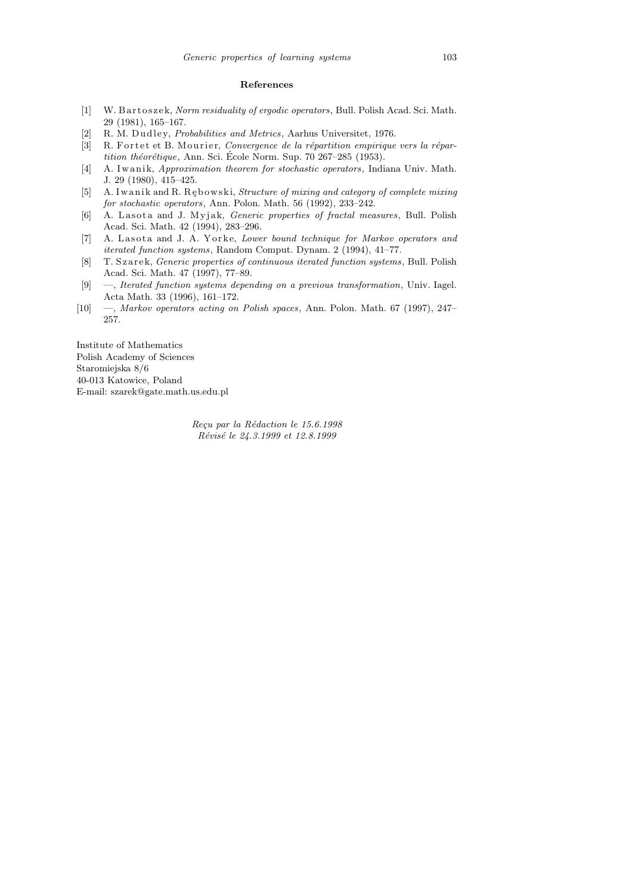### References

[1] W. Bartoszek, *Norm residuality of ergodic operators*, Bull. Polish Acad. Sci. Math. 29 (1981), 165–167.

[2] R. M. Dudley, *Probabilities and Metrics*, Aarhus Universitet, 1976.

[3] R. Fortet et B. Mourier, *Convergence de la répartition empirique vers la répartition théorétique*, Ann. Sci. École Norm. Sup. 70 267–285 (1953).

[4] A. Iwanik, *Approximation theorem for stochastic operators*, Indiana Univ. Math. J. 29 (1980), 415–425.

[5] A. Iwanik and R. Rębowski, *Structure of mixing and category of complete mixing for stochastic operators*, Ann. Polon. Math. 56 (1992), 233–242.

[6] A. Lasota and J. Myjak, *Generic properties of fractal measures*, Bull. Polish Acad. Sci. Math. 42 (1994), 283–296.

[7] A. Lasota and J. A. Yorke, *Lower bound technique for Markov operators and iterated function systems*, Random Comput. Dynam. 2 (1994), 41–77.

[8] T. Szarek, *Generic properties of continuous iterated function systems*, Bull. Polish Acad. Sci. Math. 47 (1997), 77–89.

[9] —, *Iterated function systems depending on a previous transformation*, Univ. Iagel. Acta Math. 33 (1996), 161–172.

[10] —, *Markov operators acting on Polish spaces*, Ann. Polon. Math. 67 (1997), 247–257.

Institute of Mathematics
Polish Academy of Sciences
Staromiejska 8/6
40-013 Katowice, Poland
E-mail: szarek@gate.math.us.edu.pl

*Reçu par la Rédaction le 15.6.1998*
*Révisé le 24.3.1999 et 12.8.1999*